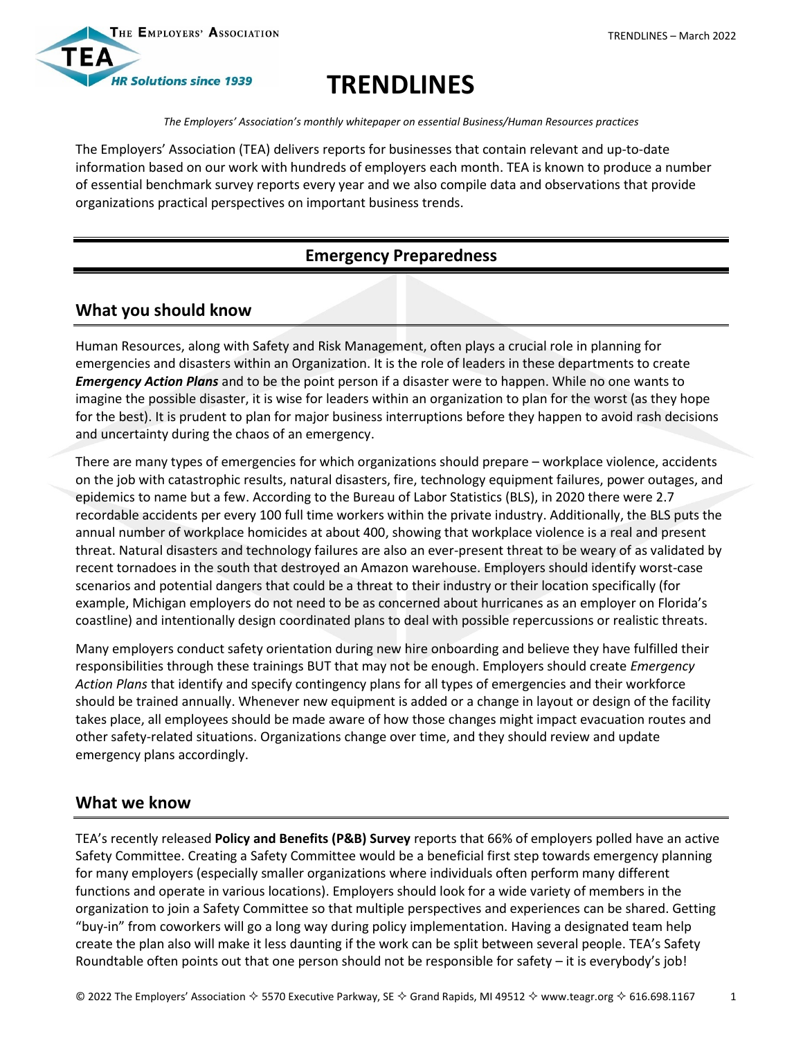# TRENDLINES

*The Employers' Association's monthly whitepaper on essential Business/Human Resources practices*

The Employers' Association (TEA) delivers reports for businesses that contain relevant and up-to-date information based on our work with hundreds of employers each month. TEA is known to produce a number of essential benchmark survey reports every year and we also compile data and observations that provide organizations practical perspectives on important business trends.

## Emergency Preparedness

### What you should know

Human Resources, along with Safety and Risk Management, often plays a crucial role in planning for emergencies and disasters within an Organization. It is the role of leaders in these departments to create ***Emergency Action Plans*** and to be the point person if a disaster were to happen. While no one wants to imagine the possible disaster, it is wise for leaders within an organization to plan for the worst (as they hope for the best). It is prudent to plan for major business interruptions before they happen to avoid rash decisions and uncertainty during the chaos of an emergency.

There are many types of emergencies for which organizations should prepare – workplace violence, accidents on the job with catastrophic results, natural disasters, fire, technology equipment failures, power outages, and epidemics to name but a few. According to the Bureau of Labor Statistics (BLS), in 2020 there were 2.7 recordable accidents per every 100 full time workers within the private industry. Additionally, the BLS puts the annual number of workplace homicides at about 400, showing that workplace violence is a real and present threat. Natural disasters and technology failures are also an ever-present threat to be weary of as validated by recent tornadoes in the south that destroyed an Amazon warehouse. Employers should identify worst-case scenarios and potential dangers that could be a threat to their industry or their location specifically (for example, Michigan employers do not need to be as concerned about hurricanes as an employer on Florida's coastline) and intentionally design coordinated plans to deal with possible repercussions or realistic threats.

Many employers conduct safety orientation during new hire onboarding and believe they have fulfilled their responsibilities through these trainings BUT that may not be enough. Employers should create *Emergency Action Plans* that identify and specify contingency plans for all types of emergencies and their workforce should be trained annually. Whenever new equipment is added or a change in layout or design of the facility takes place, all employees should be made aware of how those changes might impact evacuation routes and other safety-related situations. Organizations change over time, and they should review and update emergency plans accordingly.

### What we know

TEA's recently released **Policy and Benefits (P&B) Survey** reports that 66% of employers polled have an active Safety Committee. Creating a Safety Committee would be a beneficial first step towards emergency planning for many employers (especially smaller organizations where individuals often perform many different functions and operate in various locations). Employers should look for a wide variety of members in the organization to join a Safety Committee so that multiple perspectives and experiences can be shared. Getting "buy-in" from coworkers will go a long way during policy implementation. Having a designated team help create the plan also will make it less daunting if the work can be split between several people. TEA's Safety Roundtable often points out that one person should not be responsible for safety – it is everybody's job!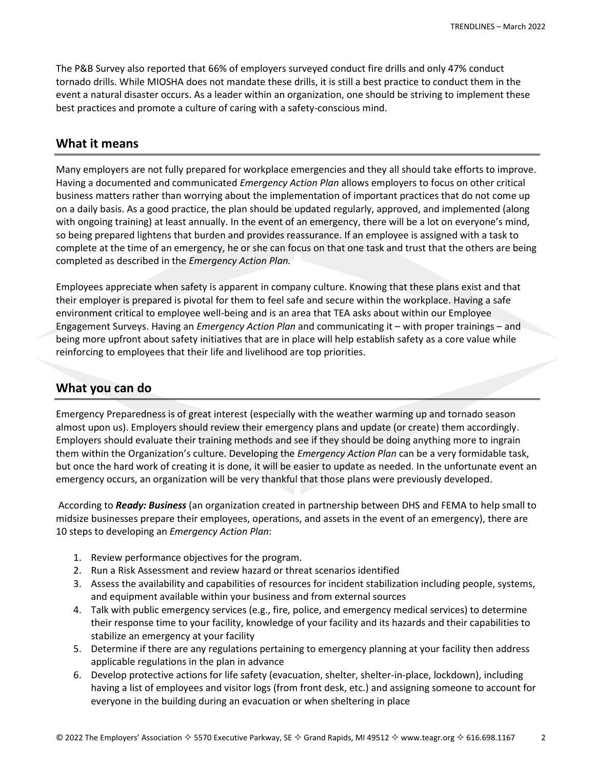The P&B Survey also reported that 66% of employers surveyed conduct fire drills and only 47% conduct tornado drills. While MIOSHA does not mandate these drills, it is still a best practice to conduct them in the event a natural disaster occurs. As a leader within an organization, one should be striving to implement these best practices and promote a culture of caring with a safety-conscious mind.

## What it means

Many employers are not fully prepared for workplace emergencies and they all should take efforts to improve. Having a documented and communicated *Emergency Action Plan* allows employers to focus on other critical business matters rather than worrying about the implementation of important practices that do not come up on a daily basis. As a good practice, the plan should be updated regularly, approved, and implemented (along with ongoing training) at least annually. In the event of an emergency, there will be a lot on everyone's mind, so being prepared lightens that burden and provides reassurance. If an employee is assigned with a task to complete at the time of an emergency, he or she can focus on that one task and trust that the others are being completed as described in the *Emergency Action Plan.*

Employees appreciate when safety is apparent in company culture. Knowing that these plans exist and that their employer is prepared is pivotal for them to feel safe and secure within the workplace. Having a safe environment critical to employee well-being and is an area that TEA asks about within our Employee Engagement Surveys. Having an *Emergency Action Plan* and communicating it – with proper trainings – and being more upfront about safety initiatives that are in place will help establish safety as a core value while reinforcing to employees that their life and livelihood are top priorities.

## What you can do

Emergency Preparedness is of great interest (especially with the weather warming up and tornado season almost upon us). Employers should review their emergency plans and update (or create) them accordingly. Employers should evaluate their training methods and see if they should be doing anything more to ingrain them within the Organization's culture. Developing the *Emergency Action Plan* can be a very formidable task, but once the hard work of creating it is done, it will be easier to update as needed. In the unfortunate event an emergency occurs, an organization will be very thankful that those plans were previously developed.

According to ***Ready: Business*** (an organization created in partnership between DHS and FEMA to help small to midsize businesses prepare their employees, operations, and assets in the event of an emergency), there are 10 steps to developing an *Emergency Action Plan*:

1. Review performance objectives for the program.
2. Run a Risk Assessment and review hazard or threat scenarios identified
3. Assess the availability and capabilities of resources for incident stabilization including people, systems, and equipment available within your business and from external sources
4. Talk with public emergency services (e.g., fire, police, and emergency medical services) to determine their response time to your facility, knowledge of your facility and its hazards and their capabilities to stabilize an emergency at your facility
5. Determine if there are any regulations pertaining to emergency planning at your facility then address applicable regulations in the plan in advance
6. Develop protective actions for life safety (evacuation, shelter, shelter-in-place, lockdown), including having a list of employees and visitor logs (from front desk, etc.) and assigning someone to account for everyone in the building during an evacuation or when sheltering in place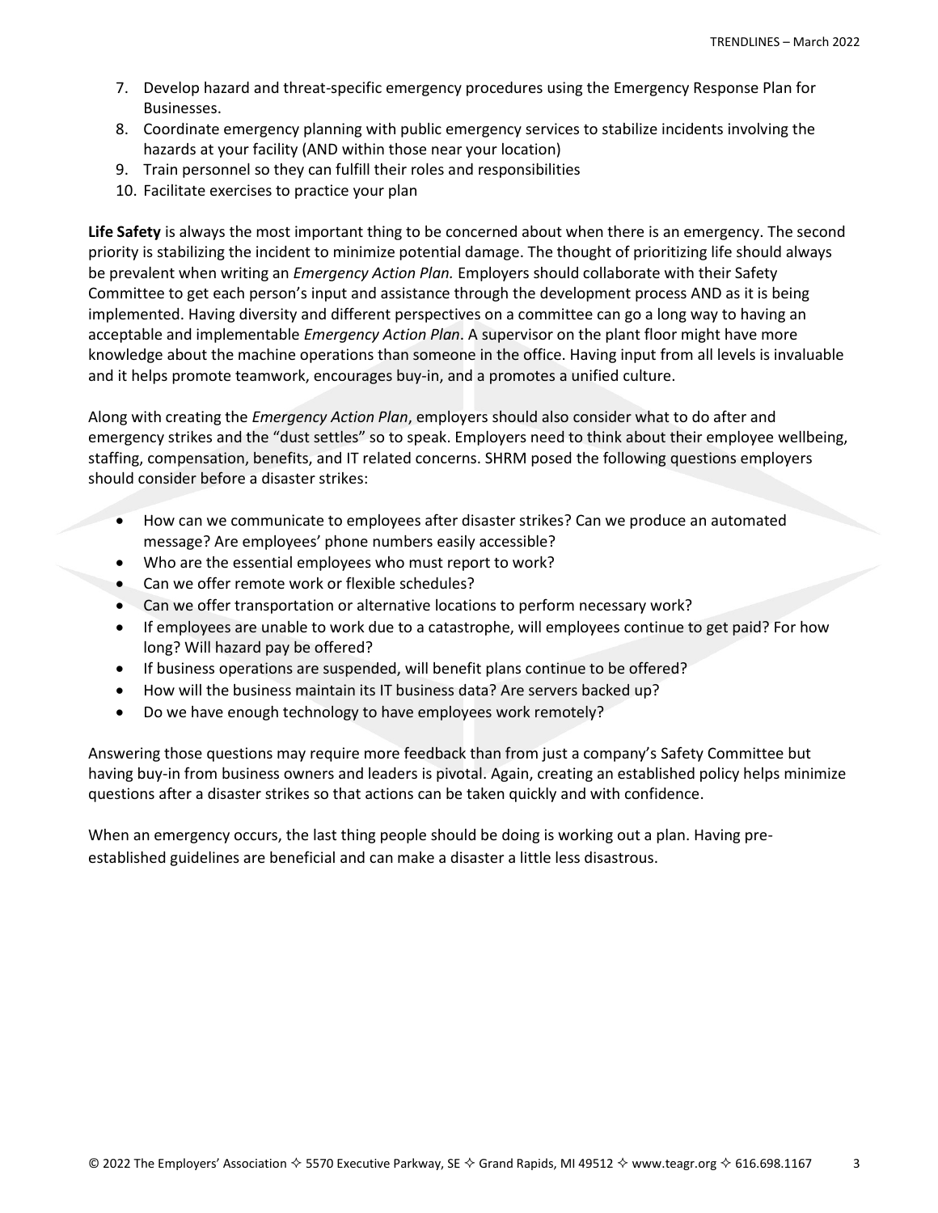7. Develop hazard and threat-specific emergency procedures using the Emergency Response Plan for Businesses.
8. Coordinate emergency planning with public emergency services to stabilize incidents involving the hazards at your facility (AND within those near your location)
9. Train personnel so they can fulfill their roles and responsibilities
10. Facilitate exercises to practice your plan

**Life Safety** is always the most important thing to be concerned about when there is an emergency. The second priority is stabilizing the incident to minimize potential damage. The thought of prioritizing life should always be prevalent when writing an *Emergency Action Plan.* Employers should collaborate with their Safety Committee to get each person's input and assistance through the development process AND as it is being implemented. Having diversity and different perspectives on a committee can go a long way to having an acceptable and implementable *Emergency Action Plan*. A supervisor on the plant floor might have more knowledge about the machine operations than someone in the office. Having input from all levels is invaluable and it helps promote teamwork, encourages buy-in, and a promotes a unified culture.

Along with creating the *Emergency Action Plan*, employers should also consider what to do after and emergency strikes and the "dust settles" so to speak. Employers need to think about their employee wellbeing, staffing, compensation, benefits, and IT related concerns. SHRM posed the following questions employers should consider before a disaster strikes:

- How can we communicate to employees after disaster strikes? Can we produce an automated message? Are employees' phone numbers easily accessible?
- Who are the essential employees who must report to work?
- Can we offer remote work or flexible schedules?
- Can we offer transportation or alternative locations to perform necessary work?
- If employees are unable to work due to a catastrophe, will employees continue to get paid? For how long? Will hazard pay be offered?
- If business operations are suspended, will benefit plans continue to be offered?
- How will the business maintain its IT business data? Are servers backed up?
- Do we have enough technology to have employees work remotely?

Answering those questions may require more feedback than from just a company's Safety Committee but having buy-in from business owners and leaders is pivotal. Again, creating an established policy helps minimize questions after a disaster strikes so that actions can be taken quickly and with confidence.

When an emergency occurs, the last thing people should be doing is working out a plan. Having pre-established guidelines are beneficial and can make a disaster a little less disastrous.